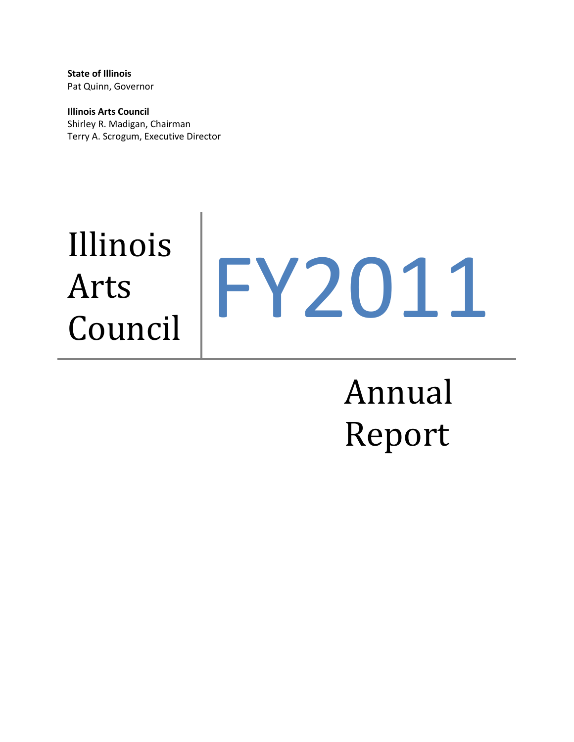**State of Illinois**
Pat Quinn, Governor

**Illinois Arts Council**
Shirley R. Madigan, Chairman
Terry A. Scrogum, Executive Director

# Illinois Arts Council

# FY2011

# Annual Report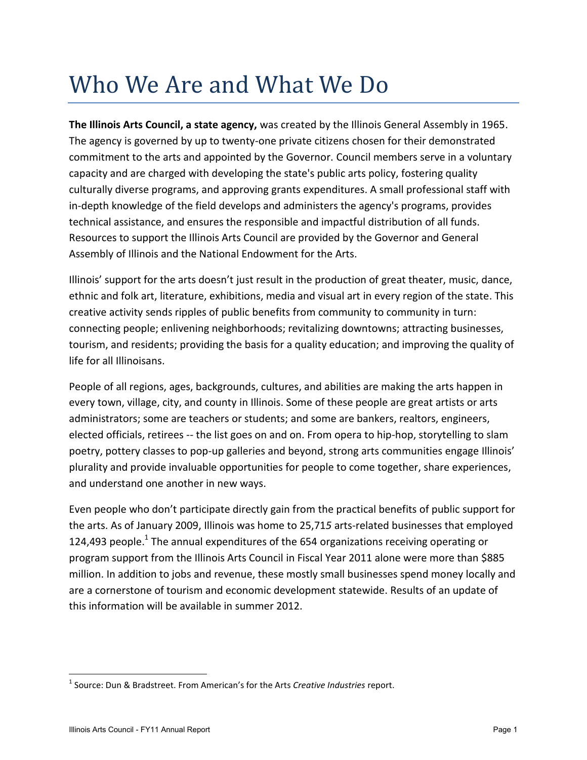# Who We Are and What We Do

**The Illinois Arts Council, a state agency,** was created by the Illinois General Assembly in 1965. The agency is governed by up to twenty-one private citizens chosen for their demonstrated commitment to the arts and appointed by the Governor. Council members serve in a voluntary capacity and are charged with developing the state's public arts policy, fostering quality culturally diverse programs, and approving grants expenditures. A small professional staff with in-depth knowledge of the field develops and administers the agency's programs, provides technical assistance, and ensures the responsible and impactful distribution of all funds. Resources to support the Illinois Arts Council are provided by the Governor and General Assembly of Illinois and the National Endowment for the Arts.

Illinois' support for the arts doesn't just result in the production of great theater, music, dance, ethnic and folk art, literature, exhibitions, media and visual art in every region of the state. This creative activity sends ripples of public benefits from community to community in turn: connecting people; enlivening neighborhoods; revitalizing downtowns; attracting businesses, tourism, and residents; providing the basis for a quality education; and improving the quality of life for all Illinoisans.

People of all regions, ages, backgrounds, cultures, and abilities are making the arts happen in every town, village, city, and county in Illinois. Some of these people are great artists or arts administrators; some are teachers or students; and some are bankers, realtors, engineers, elected officials, retirees -- the list goes on and on. From opera to hip-hop, storytelling to slam poetry, pottery classes to pop-up galleries and beyond, strong arts communities engage Illinois' plurality and provide invaluable opportunities for people to come together, share experiences, and understand one another in new ways.

Even people who don't participate directly gain from the practical benefits of public support for the arts. As of January 2009, Illinois was home to 25,715 arts-related businesses that employed 124,493 people.[1] The annual expenditures of the 654 organizations receiving operating or program support from the Illinois Arts Council in Fiscal Year 2011 alone were more than $885 million. In addition to jobs and revenue, these mostly small businesses spend money locally and are a cornerstone of tourism and economic development statewide. Results of an update of this information will be available in summer 2012.

---

[1] Source: Dun & Bradstreet. From American's for the Arts *Creative Industries* report.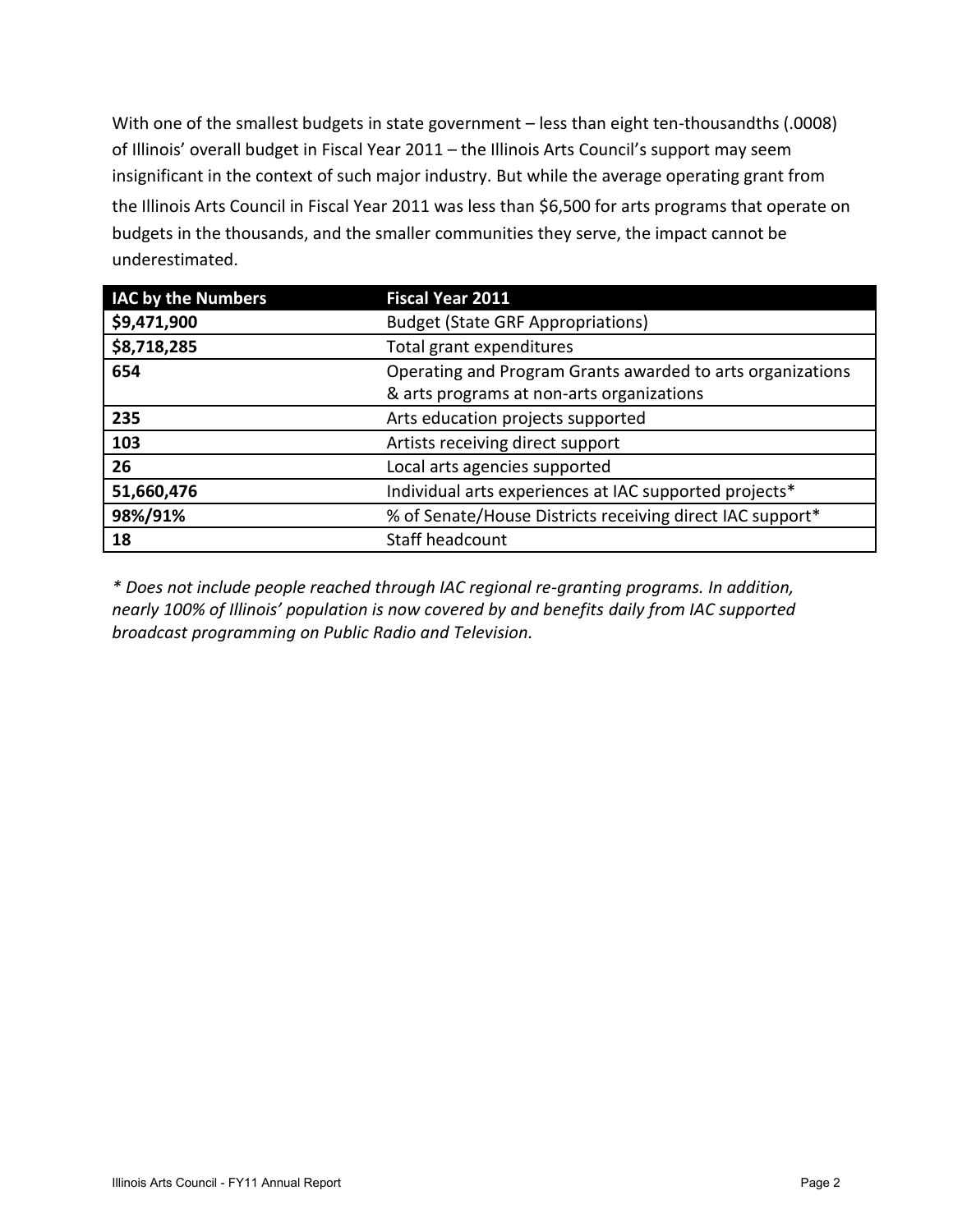With one of the smallest budgets in state government – less than eight ten-thousandths (.0008) of Illinois' overall budget in Fiscal Year 2011 – the Illinois Arts Council's support may seem insignificant in the context of such major industry. But while the average operating grant from the Illinois Arts Council in Fiscal Year 2011 was less than $6,500 for arts programs that operate on budgets in the thousands, and the smaller communities they serve, the impact cannot be underestimated.

| IAC by the Numbers | Fiscal Year 2011 |
|---|---|
| **$9,471,900** | Budget (State GRF Appropriations) |
| **$8,718,285** | Total grant expenditures |
| **654** | Operating and Program Grants awarded to arts organizations & arts programs at non-arts organizations |
| **235** | Arts education projects supported |
| **103** | Artists receiving direct support |
| **26** | Local arts agencies supported |
| **51,660,476** | Individual arts experiences at IAC supported projects* |
| **98%/91%** | % of Senate/House Districts receiving direct IAC support* |
| **18** | Staff headcount |

*\* Does not include people reached through IAC regional re-granting programs. In addition, nearly 100% of Illinois' population is now covered by and benefits daily from IAC supported broadcast programming on Public Radio and Television.*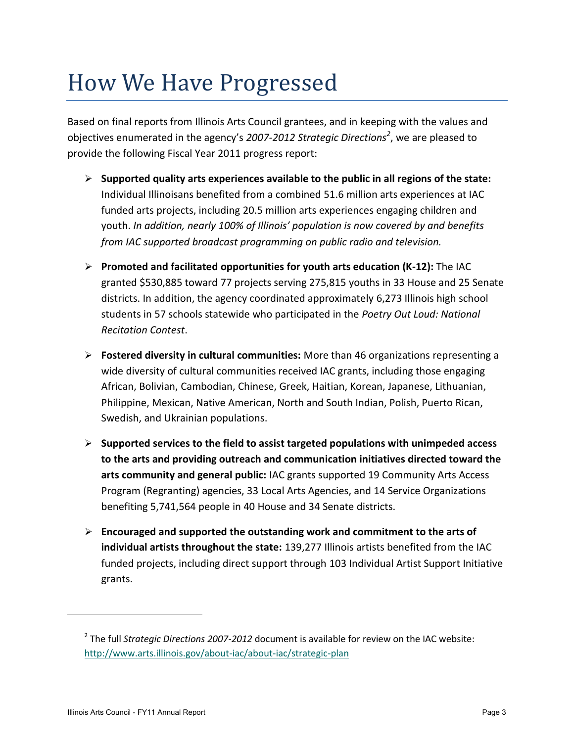# How We Have Progressed

Based on final reports from Illinois Arts Council grantees, and in keeping with the values and objectives enumerated in the agency's *2007-2012 Strategic Directions*[2], we are pleased to provide the following Fiscal Year 2011 progress report:

- **Supported quality arts experiences available to the public in all regions of the state:** Individual Illinoisans benefited from a combined 51.6 million arts experiences at IAC funded arts projects, including 20.5 million arts experiences engaging children and youth. *In addition, nearly 100% of Illinois' population is now covered by and benefits from IAC supported broadcast programming on public radio and television.*

- **Promoted and facilitated opportunities for youth arts education (K-12):** The IAC granted $530,885 toward 77 projects serving 275,815 youths in 33 House and 25 Senate districts. In addition, the agency coordinated approximately 6,273 Illinois high school students in 57 schools statewide who participated in the *Poetry Out Loud: National Recitation Contest*.

- **Fostered diversity in cultural communities:** More than 46 organizations representing a wide diversity of cultural communities received IAC grants, including those engaging African, Bolivian, Cambodian, Chinese, Greek, Haitian, Korean, Japanese, Lithuanian, Philippine, Mexican, Native American, North and South Indian, Polish, Puerto Rican, Swedish, and Ukrainian populations.

- **Supported services to the field to assist targeted populations with unimpeded access to the arts and providing outreach and communication initiatives directed toward the arts community and general public:** IAC grants supported 19 Community Arts Access Program (Regranting) agencies, 33 Local Arts Agencies, and 14 Service Organizations benefiting 5,741,564 people in 40 House and 34 Senate districts.

- **Encouraged and supported the outstanding work and commitment to the arts of individual artists throughout the state:** 139,277 Illinois artists benefited from the IAC funded projects, including direct support through 103 Individual Artist Support Initiative grants.

---

[2] The full *Strategic Directions 2007-2012* document is available for review on the IAC website: http://www.arts.illinois.gov/about-iac/about-iac/strategic-plan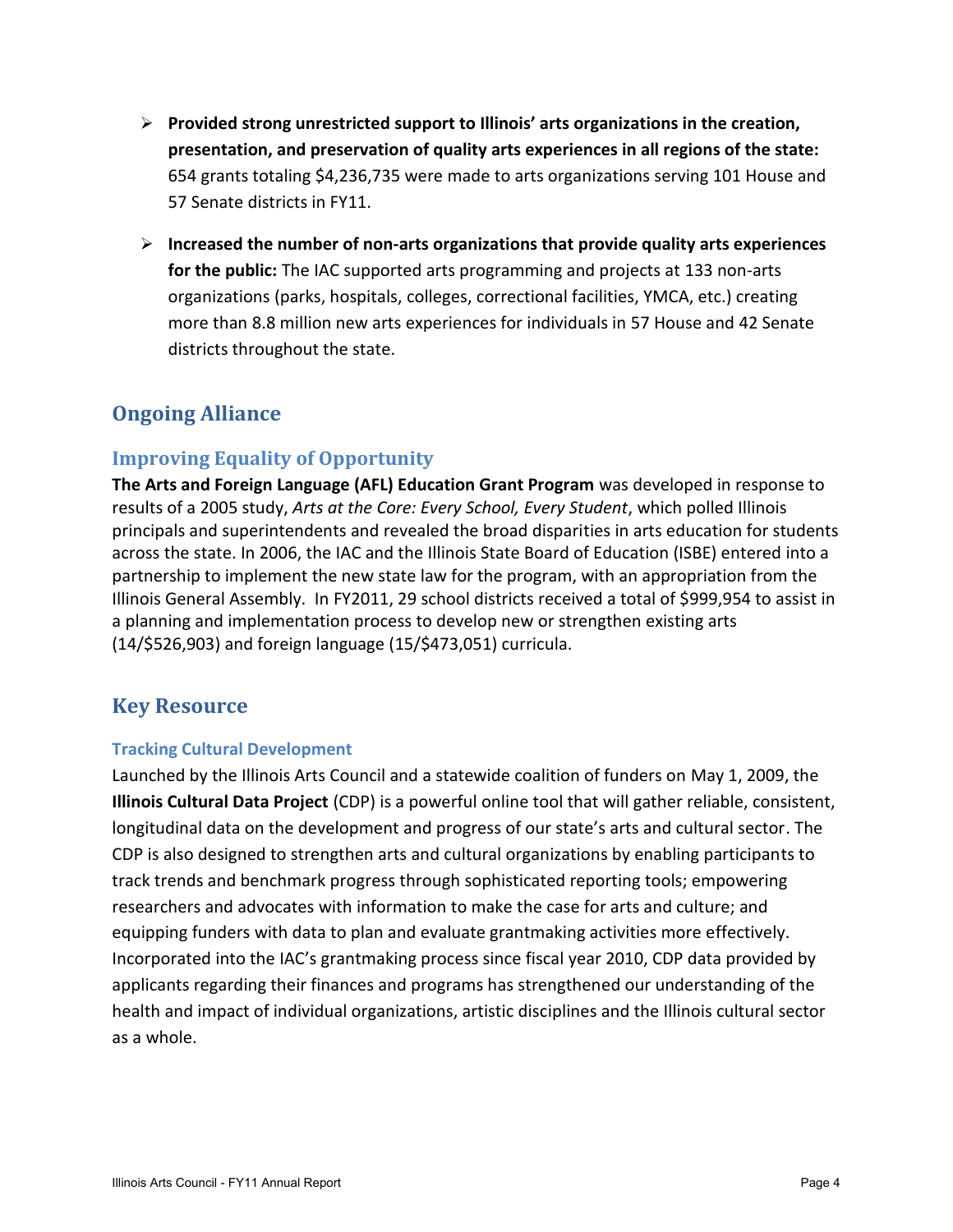- **Provided strong unrestricted support to Illinois' arts organizations in the creation, presentation, and preservation of quality arts experiences in all regions of the state:** 654 grants totaling $4,236,735 were made to arts organizations serving 101 House and 57 Senate districts in FY11.

- **Increased the number of non-arts organizations that provide quality arts experiences for the public:** The IAC supported arts programming and projects at 133 non-arts organizations (parks, hospitals, colleges, correctional facilities, YMCA, etc.) creating more than 8.8 million new arts experiences for individuals in 57 House and 42 Senate districts throughout the state.

## Ongoing Alliance

### Improving Equality of Opportunity

**The Arts and Foreign Language (AFL) Education Grant Program** was developed in response to results of a 2005 study, *Arts at the Core: Every School, Every Student*, which polled Illinois principals and superintendents and revealed the broad disparities in arts education for students across the state. In 2006, the IAC and the Illinois State Board of Education (ISBE) entered into a partnership to implement the new state law for the program, with an appropriation from the Illinois General Assembly. In FY2011, 29 school districts received a total of $999,954 to assist in a planning and implementation process to develop new or strengthen existing arts (14/$526,903) and foreign language (15/$473,051) curricula.

## Key Resource

#### Tracking Cultural Development

Launched by the Illinois Arts Council and a statewide coalition of funders on May 1, 2009, the **Illinois Cultural Data Project** (CDP) is a powerful online tool that will gather reliable, consistent, longitudinal data on the development and progress of our state's arts and cultural sector. The CDP is also designed to strengthen arts and cultural organizations by enabling participants to track trends and benchmark progress through sophisticated reporting tools; empowering researchers and advocates with information to make the case for arts and culture; and equipping funders with data to plan and evaluate grantmaking activities more effectively. Incorporated into the IAC's grantmaking process since fiscal year 2010, CDP data provided by applicants regarding their finances and programs has strengthened our understanding of the health and impact of individual organizations, artistic disciplines and the Illinois cultural sector as a whole.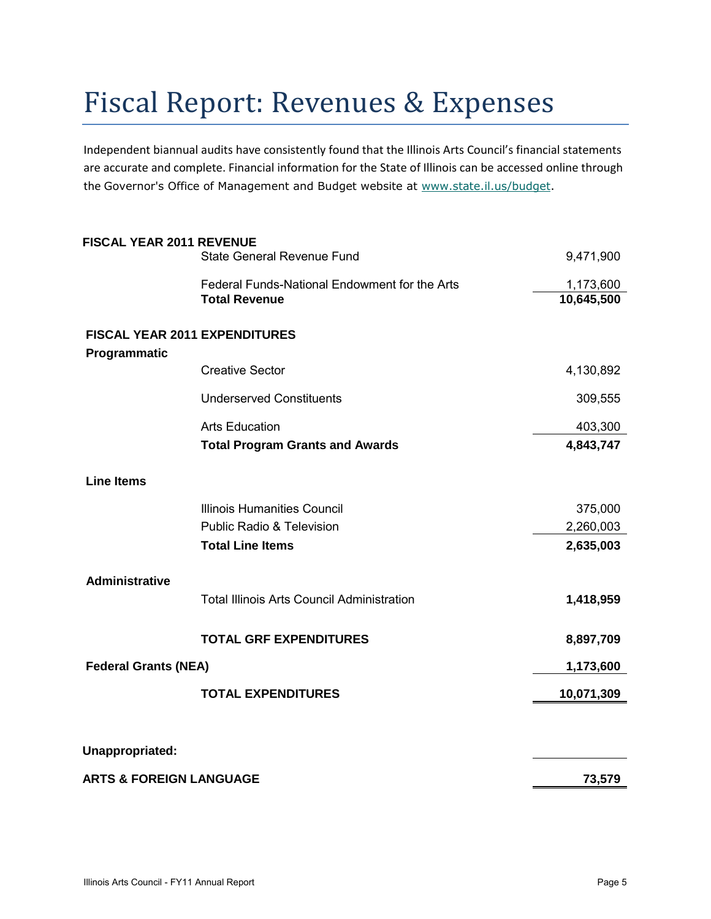# Fiscal Report: Revenues & Expenses

Independent biannual audits have consistently found that the Illinois Arts Council's financial statements are accurate and complete. Financial information for the State of Illinois can be accessed online through the Governor's Office of Management and Budget website at www.state.il.us/budget.

| | | |
|---|---|---|
| **FISCAL YEAR 2011 REVENUE** | | |
| | State General Revenue Fund | 9,471,900 |
| | Federal Funds-National Endowment for the Arts | 1,173,600 |
| | **Total Revenue** | **10,645,500** |
| **FISCAL YEAR 2011 EXPENDITURES** | | |
| **Programmatic** | | |
| | Creative Sector | 4,130,892 |
| | Underserved Constituents | 309,555 |
| | Arts Education | 403,300 |
| | **Total Program Grants and Awards** | **4,843,747** |
| **Line Items** | | |
| | Illinois Humanities Council | 375,000 |
| | Public Radio & Television | 2,260,003 |
| | **Total Line Items** | **2,635,003** |
| **Administrative** | | |
| | Total Illinois Arts Council Administration | **1,418,959** |
| | **TOTAL GRF EXPENDITURES** | **8,897,709** |
| **Federal Grants (NEA)** | | **1,173,600** |
| | **TOTAL EXPENDITURES** | **10,071,309** |
| **Unappropriated:** | | |
| **ARTS & FOREIGN LANGUAGE** | | **73,579** |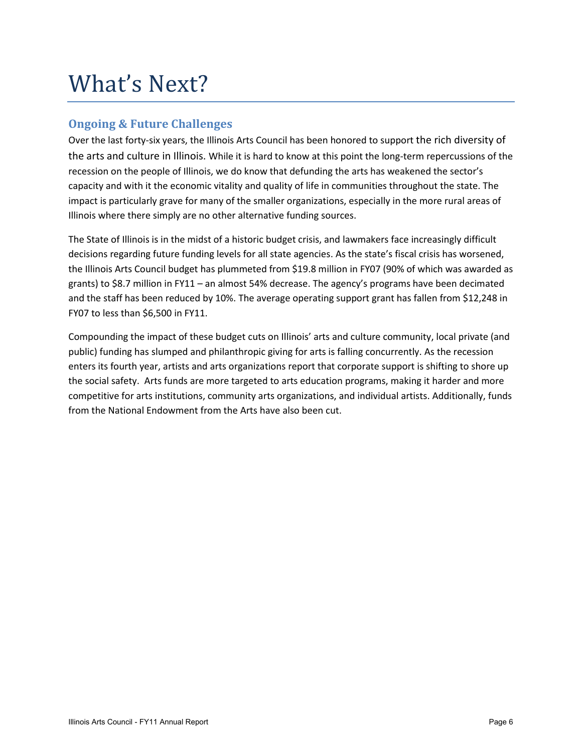# What's Next?

## Ongoing & Future Challenges

Over the last forty-six years, the Illinois Arts Council has been honored to support the rich diversity of the arts and culture in Illinois. While it is hard to know at this point the long-term repercussions of the recession on the people of Illinois, we do know that defunding the arts has weakened the sector's capacity and with it the economic vitality and quality of life in communities throughout the state. The impact is particularly grave for many of the smaller organizations, especially in the more rural areas of Illinois where there simply are no other alternative funding sources.

The State of Illinois is in the midst of a historic budget crisis, and lawmakers face increasingly difficult decisions regarding future funding levels for all state agencies. As the state's fiscal crisis has worsened, the Illinois Arts Council budget has plummeted from $19.8 million in FY07 (90% of which was awarded as grants) to $8.7 million in FY11 – an almost 54% decrease. The agency's programs have been decimated and the staff has been reduced by 10%. The average operating support grant has fallen from $12,248 in FY07 to less than $6,500 in FY11.

Compounding the impact of these budget cuts on Illinois' arts and culture community, local private (and public) funding has slumped and philanthropic giving for arts is falling concurrently. As the recession enters its fourth year, artists and arts organizations report that corporate support is shifting to shore up the social safety. Arts funds are more targeted to arts education programs, making it harder and more competitive for arts institutions, community arts organizations, and individual artists. Additionally, funds from the National Endowment from the Arts have also been cut.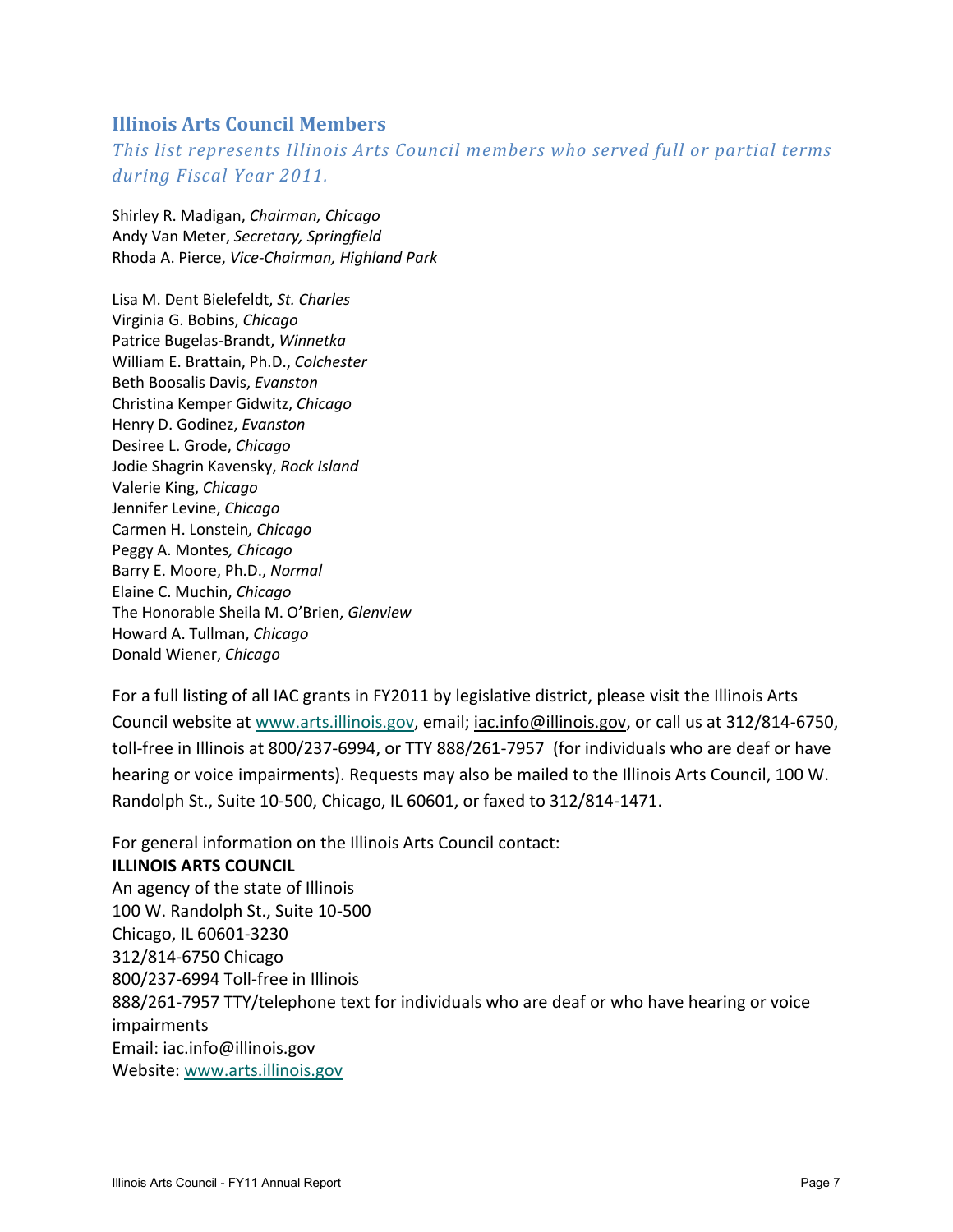## Illinois Arts Council Members

*This list represents Illinois Arts Council members who served full or partial terms during Fiscal Year 2011.*

Shirley R. Madigan, *Chairman, Chicago*
Andy Van Meter, *Secretary, Springfield*
Rhoda A. Pierce, *Vice-Chairman, Highland Park*

Lisa M. Dent Bielefeldt, *St. Charles*
Virginia G. Bobins, *Chicago*
Patrice Bugelas-Brandt, *Winnetka*
William E. Brattain, Ph.D., *Colchester*
Beth Boosalis Davis, *Evanston*
Christina Kemper Gidwitz, *Chicago*
Henry D. Godinez, *Evanston*
Desiree L. Grode, *Chicago*
Jodie Shagrin Kavensky, *Rock Island*
Valerie King, *Chicago*
Jennifer Levine, *Chicago*
Carmen H. Lonstein*, Chicago*
Peggy A. Montes*, Chicago*
Barry E. Moore, Ph.D., *Normal*
Elaine C. Muchin, *Chicago*
The Honorable Sheila M. O'Brien, *Glenview*
Howard A. Tullman, *Chicago*
Donald Wiener, *Chicago*

For a full listing of all IAC grants in FY2011 by legislative district, please visit the Illinois Arts Council website at www.arts.illinois.gov, email; iac.info@illinois.gov, or call us at 312/814-6750, toll-free in Illinois at 800/237-6994, or TTY 888/261-7957 (for individuals who are deaf or have hearing or voice impairments). Requests may also be mailed to the Illinois Arts Council, 100 W. Randolph St., Suite 10-500, Chicago, IL 60601, or faxed to 312/814-1471.

For general information on the Illinois Arts Council contact:
**ILLINOIS ARTS COUNCIL**
An agency of the state of Illinois
100 W. Randolph St., Suite 10-500
Chicago, IL 60601-3230
312/814-6750 Chicago
800/237-6994 Toll-free in Illinois
888/261-7957 TTY/telephone text for individuals who are deaf or who have hearing or voice impairments
Email: iac.info@illinois.gov
Website: www.arts.illinois.gov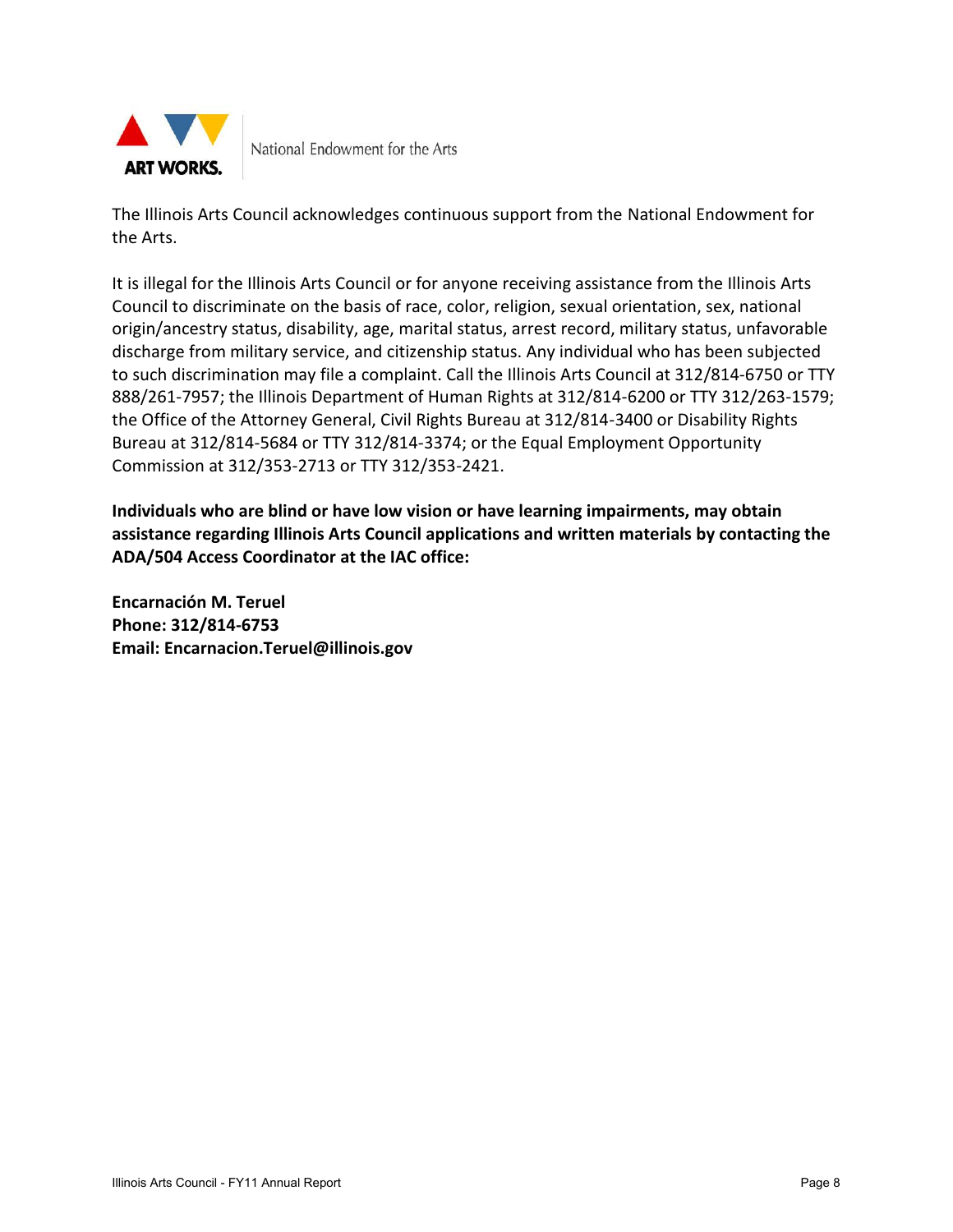ART WORKS.

National Endowment for the Arts

The Illinois Arts Council acknowledges continuous support from the National Endowment for the Arts.

It is illegal for the Illinois Arts Council or for anyone receiving assistance from the Illinois Arts Council to discriminate on the basis of race, color, religion, sexual orientation, sex, national origin/ancestry status, disability, age, marital status, arrest record, military status, unfavorable discharge from military service, and citizenship status. Any individual who has been subjected to such discrimination may file a complaint. Call the Illinois Arts Council at 312/814-6750 or TTY 888/261-7957; the Illinois Department of Human Rights at 312/814-6200 or TTY 312/263-1579; the Office of the Attorney General, Civil Rights Bureau at 312/814-3400 or Disability Rights Bureau at 312/814-5684 or TTY 312/814-3374; or the Equal Employment Opportunity Commission at 312/353-2713 or TTY 312/353-2421.

**Individuals who are blind or have low vision or have learning impairments, may obtain assistance regarding Illinois Arts Council applications and written materials by contacting the ADA/504 Access Coordinator at the IAC office:**

**Encarnación M. Teruel**
**Phone: 312/814-6753**
**Email: Encarnacion.Teruel@illinois.gov**